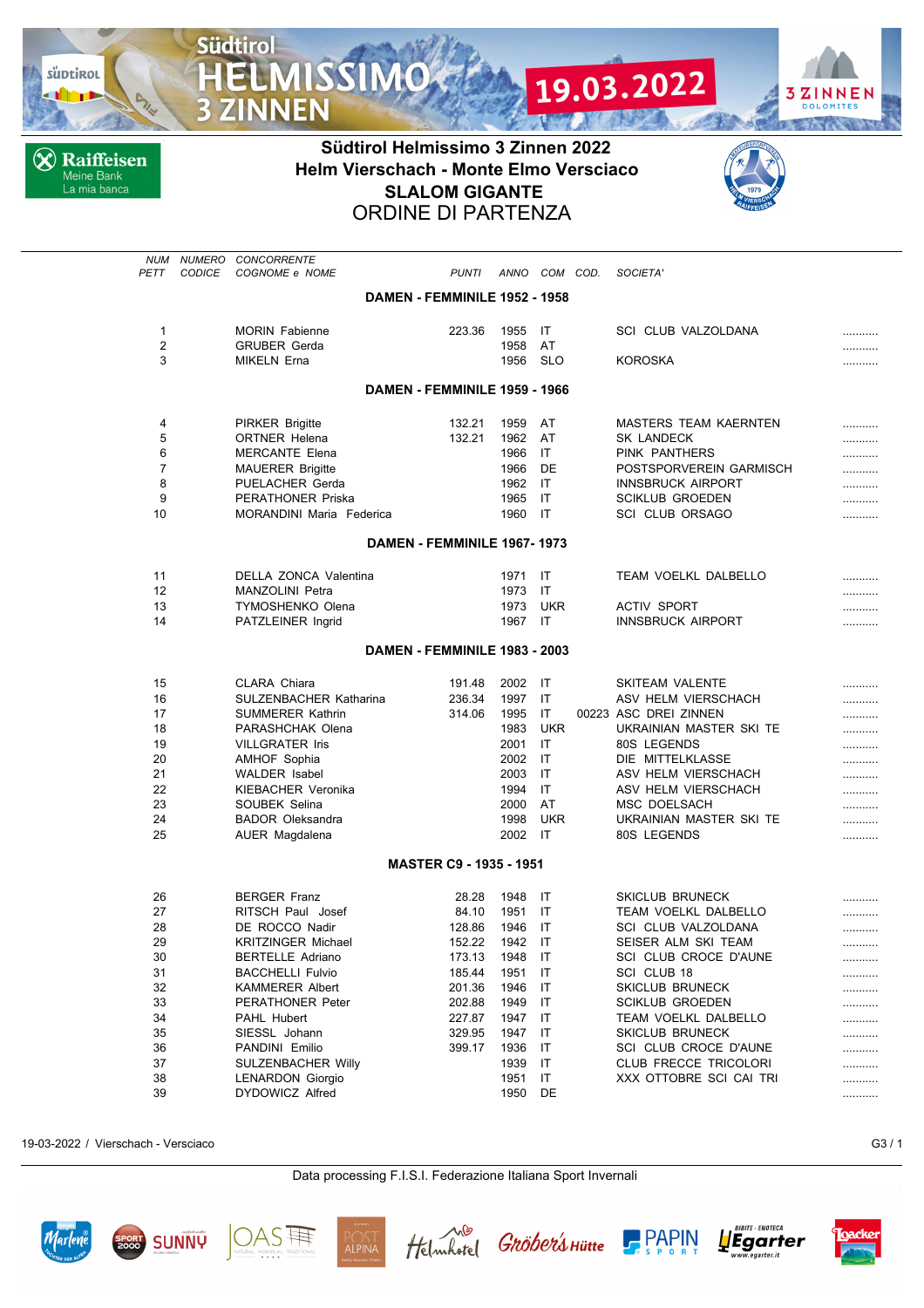# Südtirol Helmissimo 3 Zinnen 2022

## Helm Vierschach - Monte Elmo Versciaco

## SLALOM GIGANTE

## ORDINE DI PARTENZA

| NUM PETT | NUMERO CODICE | CONCORRENTE COGNOME e NOME | PUNTI | ANNO | COM | COD. | SOCIETA' | |
|---|---|---|---|---|---|---|---|---|
| | | **DAMEN - FEMMINILE 1952 - 1958** | | | | | | |
| 1 | | MORIN Fabienne | 223.36 | 1955 | IT | | SCI CLUB VALZOLDANA | ........... |
| 2 | | GRUBER Gerda | | 1958 | AT | | | ........... |
| 3 | | MIKELN Erna | | 1956 | SLO | | KOROSKA | ........... |
| | | **DAMEN - FEMMINILE 1959 - 1966** | | | | | | |
| 4 | | PIRKER Brigitte | 132.21 | 1959 | AT | | MASTERS TEAM KAERNTEN | ........... |
| 5 | | ORTNER Helena | 132.21 | 1962 | AT | | SK LANDECK | ........... |
| 6 | | MERCANTE Elena | | 1966 | IT | | PINK PANTHERS | ........... |
| 7 | | MAUERER Brigitte | | 1966 | DE | | POSTSPORVEREIN GARMISCH | ........... |
| 8 | | PUELACHER Gerda | | 1962 | IT | | INNSBRUCK AIRPORT | ........... |
| 9 | | PERATHONER Priska | | 1965 | IT | | SCIKLUB GROEDEN | ........... |
| 10 | | MORANDINI Maria Federica | | 1960 | IT | | SCI CLUB ORSAGO | ........... |
| | | **DAMEN - FEMMINILE 1967- 1973** | | | | | | |
| 11 | | DELLA ZONCA Valentina | | 1971 | IT | | TEAM VOELKL DALBELLO | ........... |
| 12 | | MANZOLINI Petra | | 1973 | IT | | | ........... |
| 13 | | TYMOSHENKO Olena | | 1973 | UKR | | ACTIV SPORT | ........... |
| 14 | | PATZLEINER Ingrid | | 1967 | IT | | INNSBRUCK AIRPORT | ........... |
| | | **DAMEN - FEMMINILE 1983 - 2003** | | | | | | |
| 15 | | CLARA Chiara | 191.48 | 2002 | IT | | SKITEAM VALENTE | ........... |
| 16 | | SULZENBACHER Katharina | 236.34 | 1997 | IT | | ASV HELM VIERSCHACH | ........... |
| 17 | | SUMMERER Kathrin | 314.06 | 1995 | IT | 00223 | ASC DREI ZINNEN | ........... |
| 18 | | PARASHCHAK Olena | | 1983 | UKR | | UKRAINIAN MASTER SKI TE | ........... |
| 19 | | VILLGRATER Iris | | 2001 | IT | | 80S LEGENDS | ........... |
| 20 | | AMHOF Sophia | | 2002 | IT | | DIE MITTELKLASSE | ........... |
| 21 | | WALDER Isabel | | 2003 | IT | | ASV HELM VIERSCHACH | ........... |
| 22 | | KIEBACHER Veronika | | 1994 | IT | | ASV HELM VIERSCHACH | ........... |
| 23 | | SOUBEK Selina | | 2000 | AT | | MSC DOELSACH | ........... |
| 24 | | BADOR Oleksandra | | 1998 | UKR | | UKRAINIAN MASTER SKI TE | ........... |
| 25 | | AUER Magdalena | | 2002 | IT | | 80S LEGENDS | ........... |
| | | **MASTER C9 - 1935 - 1951** | | | | | | |
| 26 | | BERGER Franz | 28.28 | 1948 | IT | | SKICLUB BRUNECK | ........... |
| 27 | | RITSCH Paul Josef | 84.10 | 1951 | IT | | TEAM VOELKL DALBELLO | ........... |
| 28 | | DE ROCCO Nadir | 128.86 | 1946 | IT | | SCI CLUB VALZOLDANA | ........... |
| 29 | | KRITZINGER Michael | 152.22 | 1942 | IT | | SEISER ALM SKI TEAM | ........... |
| 30 | | BERTELLE Adriano | 173.13 | 1948 | IT | | SCI CLUB CROCE D'AUNE | ........... |
| 31 | | BACCHELLI Fulvio | 185.44 | 1951 | IT | | SCI CLUB 18 | ........... |
| 32 | | KAMMERER Albert | 201.36 | 1946 | IT | | SKICLUB BRUNECK | ........... |
| 33 | | PERATHONER Peter | 202.88 | 1949 | IT | | SCIKLUB GROEDEN | ........... |
| 34 | | PAHL Hubert | 227.87 | 1947 | IT | | TEAM VOELKL DALBELLO | ........... |
| 35 | | SIESSL Johann | 329.95 | 1947 | IT | | SKICLUB BRUNECK | ........... |
| 36 | | PANDINI Emilio | 399.17 | 1936 | IT | | SCI CLUB CROCE D'AUNE | ........... |
| 37 | | SULZENBACHER Willy | | 1939 | IT | | CLUB FRECCE TRICOLORI | ........... |
| 38 | | LENARDON Giorgio | | 1951 | IT | | XXX OTTOBRE SCI CAI TRI | ........... |
| 39 | | DYDOWICZ Alfred | | 1950 | DE | | | ........... |

19-03-2022 / Vierschach - Versciaco

Data processing F.I.S.I. Federazione Italiana Sport Invernali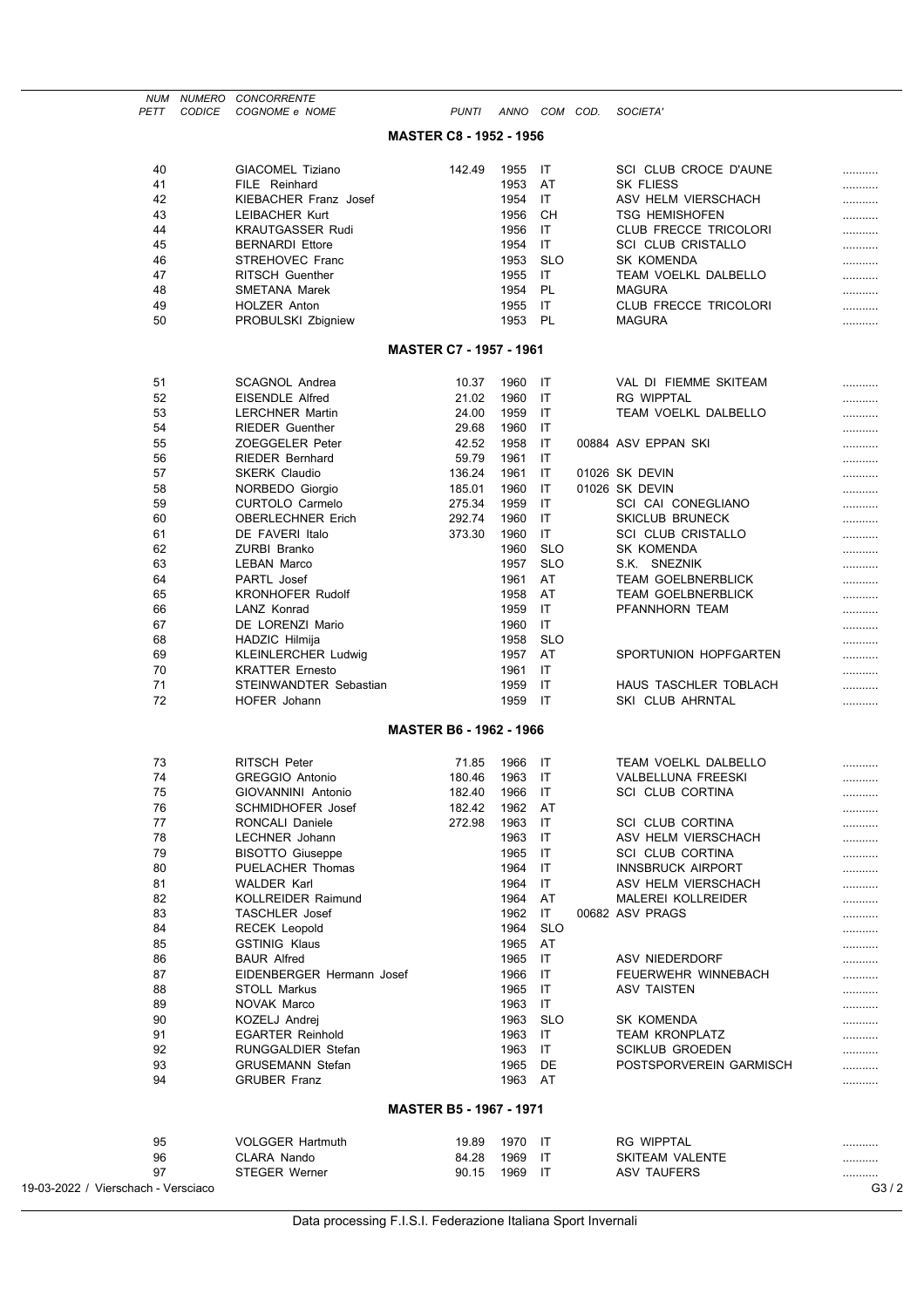| NUM PETT | NUMERO CODICE | CONCORRENTE COGNOME e NOME | PUNTI | ANNO | COM | COD. | SOCIETA' | |
|---|---|---|---|---|---|---|---|---|
| | | **MASTER C8 - 1952 - 1956** | | | | | | |
| 40 | | GIACOMEL Tiziano | 142.49 | 1955 | IT | | SCI CLUB CROCE D'AUNE | .......... |
| 41 | | FILE Reinhard | | 1953 | AT | | SK FLIESS | .......... |
| 42 | | KIEBACHER Franz Josef | | 1954 | IT | | ASV HELM VIERSCHACH | .......... |
| 43 | | LEIBACHER Kurt | | 1956 | CH | | TSG HEMISHOFEN | .......... |
| 44 | | KRAUTGASSER Rudi | | 1956 | IT | | CLUB FRECCE TRICOLORI | .......... |
| 45 | | BERNARDI Ettore | | 1954 | IT | | SCI CLUB CRISTALLO | .......... |
| 46 | | STREHOVEC Franc | | 1953 | SLO | | SK KOMENDA | .......... |
| 47 | | RITSCH Guenther | | 1955 | IT | | TEAM VOELKL DALBELLO | .......... |
| 48 | | SMETANA Marek | | 1954 | PL | | MAGURA | .......... |
| 49 | | HOLZER Anton | | 1955 | IT | | CLUB FRECCE TRICOLORI | .......... |
| 50 | | PROBULSKI Zbigniew | | 1953 | PL | | MAGURA | .......... |
| | | **MASTER C7 - 1957 - 1961** | | | | | | |
| 51 | | SCAGNOL Andrea | 10.37 | 1960 | IT | | VAL DI FIEMME SKITEAM | .......... |
| 52 | | EISENDLE Alfred | 21.02 | 1960 | IT | | RG WIPPTAL | .......... |
| 53 | | LERCHNER Martin | 24.00 | 1959 | IT | | TEAM VOELKL DALBELLO | .......... |
| 54 | | RIEDER Guenther | 29.68 | 1960 | IT | | | .......... |
| 55 | | ZOEGGELER Peter | 42.52 | 1958 | IT | 00884 | ASV EPPAN SKI | .......... |
| 56 | | RIEDER Bernhard | 59.79 | 1961 | IT | | | .......... |
| 57 | | SKERK Claudio | 136.24 | 1961 | IT | 01026 | SK DEVIN | .......... |
| 58 | | NORBEDO Giorgio | 185.01 | 1960 | IT | 01026 | SK DEVIN | .......... |
| 59 | | CURTOLO Carmelo | 275.34 | 1959 | IT | | SCI CAI CONEGLIANO | .......... |
| 60 | | OBERLECHNER Erich | 292.74 | 1960 | IT | | SKICLUB BRUNECK | .......... |
| 61 | | DE FAVERI Italo | 373.30 | 1960 | IT | | SCI CLUB CRISTALLO | .......... |
| 62 | | ZURBI Branko | | 1960 | SLO | | SK KOMENDA | .......... |
| 63 | | LEBAN Marco | | 1957 | SLO | | S.K. SNEZNIK | .......... |
| 64 | | PARTL Josef | | 1961 | AT | | TEAM GOELBNERBLICK | .......... |
| 65 | | KRONHOFER Rudolf | | 1958 | AT | | TEAM GOELBNERBLICK | .......... |
| 66 | | LANZ Konrad | | 1959 | IT | | PFANNHORN TEAM | .......... |
| 67 | | DE LORENZI Mario | | 1960 | IT | | | .......... |
| 68 | | HADZIC Hilmija | | 1958 | SLO | | | .......... |
| 69 | | KLEINLERCHER Ludwig | | 1957 | AT | | SPORTUNION HOPFGARTEN | .......... |
| 70 | | KRATTER Ernesto | | 1961 | IT | | | .......... |
| 71 | | STEINWANDTER Sebastian | | 1959 | IT | | HAUS TASCHLER TOBLACH | .......... |
| 72 | | HOFER Johann | | 1959 | IT | | SKI CLUB AHRNTAL | .......... |
| | | **MASTER B6 - 1962 - 1966** | | | | | | |
| 73 | | RITSCH Peter | 71.85 | 1966 | IT | | TEAM VOELKL DALBELLO | .......... |
| 74 | | GREGGIO Antonio | 180.46 | 1963 | IT | | VALBELLUNA FREESKI | .......... |
| 75 | | GIOVANNINI Antonio | 182.40 | 1966 | IT | | SCI CLUB CORTINA | .......... |
| 76 | | SCHMIDHOFER Josef | 182.42 | 1962 | AT | | | .......... |
| 77 | | RONCALI Daniele | 272.98 | 1963 | IT | | SCI CLUB CORTINA | .......... |
| 78 | | LECHNER Johann | | 1963 | IT | | ASV HELM VIERSCHACH | .......... |
| 79 | | BISOTTO Giuseppe | | 1965 | IT | | SCI CLUB CORTINA | .......... |
| 80 | | PUELACHER Thomas | | 1964 | IT | | INNSBRUCK AIRPORT | .......... |
| 81 | | WALDER Karl | | 1964 | IT | | ASV HELM VIERSCHACH | .......... |
| 82 | | KOLLREIDER Raimund | | 1964 | AT | | MALEREI KOLLREIDER | .......... |
| 83 | | TASCHLER Josef | | 1962 | IT | 00682 | ASV PRAGS | .......... |
| 84 | | RECEK Leopold | | 1964 | SLO | | | .......... |
| 85 | | GSTINIG Klaus | | 1965 | AT | | | .......... |
| 86 | | BAUR Alfred | | 1965 | IT | | ASV NIEDERDORF | .......... |
| 87 | | EIDENBERGER Hermann Josef | | 1966 | IT | | FEUERWEHR WINNEBACH | .......... |
| 88 | | STOLL Markus | | 1965 | IT | | ASV TAISTEN | .......... |
| 89 | | NOVAK Marco | | 1963 | IT | | | .......... |
| 90 | | KOZELJ Andrej | | 1963 | SLO | | SK KOMENDA | .......... |
| 91 | | EGARTER Reinhold | | 1963 | IT | | TEAM KRONPLATZ | .......... |
| 92 | | RUNGGALDIER Stefan | | 1963 | IT | | SCIKLUB GROEDEN | .......... |
| 93 | | GRUSEMANN Stefan | | 1965 | DE | | POSTSPORVEREIN GARMISCH | .......... |
| 94 | | GRUBER Franz | | 1963 | AT | | | .......... |
| | | **MASTER B5 - 1967 - 1971** | | | | | | |
| 95 | | VOLGGER Hartmuth | 19.89 | 1970 | IT | | RG WIPPTAL | .......... |
| 96 | | CLARA Nando | 84.28 | 1969 | IT | | SKITEAM VALENTE | .......... |
| 97 | | STEGER Werner | 90.15 | 1969 | IT | | ASV TAUFERS | .......... |

19-03-2022 / Vierschach - Versciaco

Data processing F.I.S.I. Federazione Italiana Sport Invernali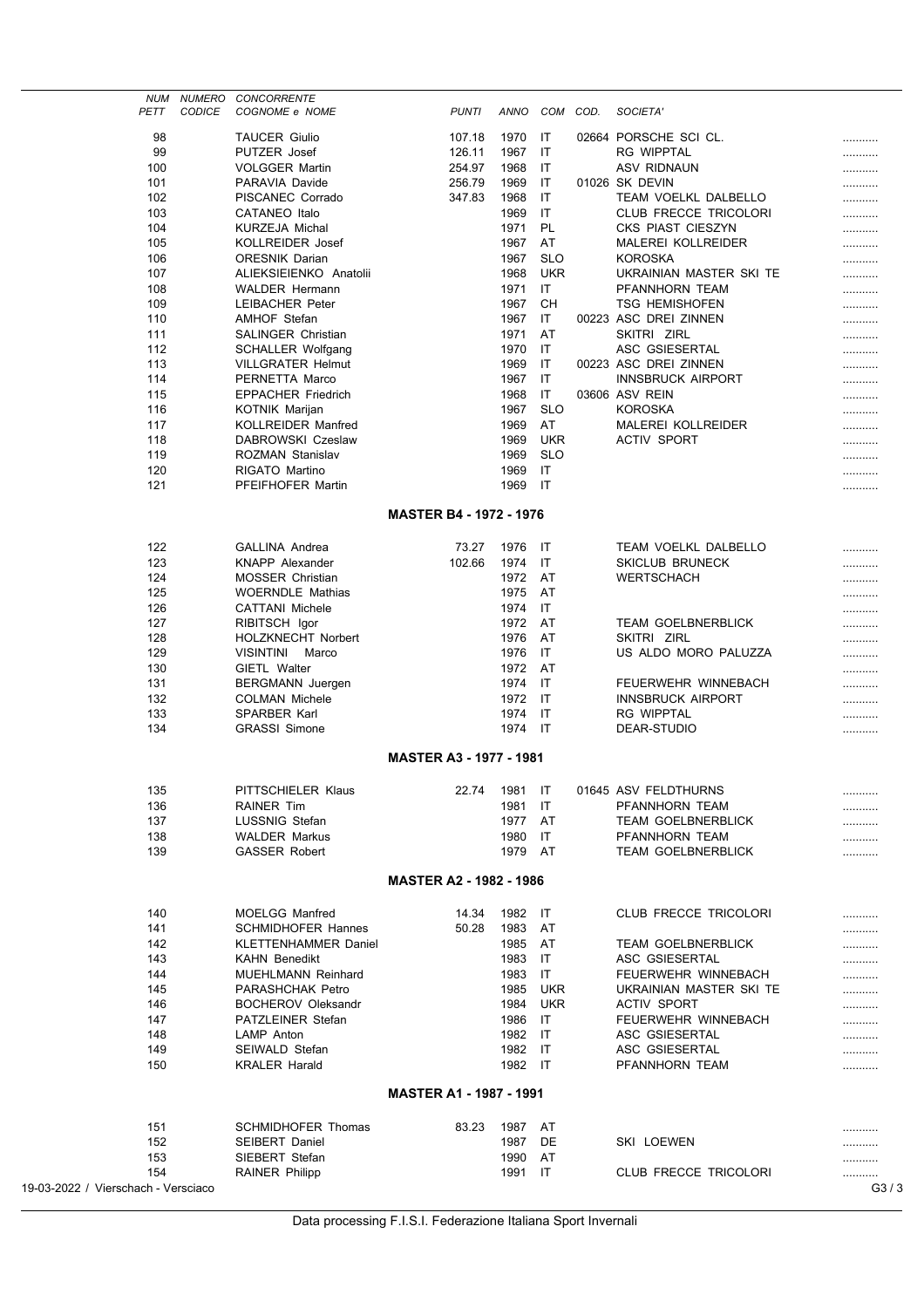| NUM PETT | NUMERO CODICE | CONCORRENTE COGNOME e NOME | PUNTI | ANNO | COM | COD. | SOCIETA' | |
|---|---|---|---|---|---|---|---|---|
| 98 | | TAUCER Giulio | 107.18 | 1970 | IT | 02664 | PORSCHE SCI CL. | .......... |
| 99 | | PUTZER Josef | 126.11 | 1967 | IT | | RG WIPPTAL | .......... |
| 100 | | VOLGGER Martin | 254.97 | 1968 | IT | | ASV RIDNAUN | .......... |
| 101 | | PARAVIA Davide | 256.79 | 1969 | IT | 01026 | SK DEVIN | .......... |
| 102 | | PISCANEC Corrado | 347.83 | 1968 | IT | | TEAM VOELKL DALBELLO | .......... |
| 103 | | CATANEO Italo | | 1969 | IT | | CLUB FRECCE TRICOLORI | .......... |
| 104 | | KURZEJA Michal | | 1971 | PL | | CKS PIAST CIESZYN | .......... |
| 105 | | KOLLREIDER Josef | | 1967 | AT | | MALEREI KOLLREIDER | .......... |
| 106 | | ORESNIK Darian | | 1967 | SLO | | KOROSKA | .......... |
| 107 | | ALIEKSIEIENKO Anatolii | | 1968 | UKR | | UKRAINIAN MASTER SKI TE | .......... |
| 108 | | WALDER Hermann | | 1971 | IT | | PFANNHORN TEAM | .......... |
| 109 | | LEIBACHER Peter | | 1967 | CH | | TSG HEMISHOFEN | .......... |
| 110 | | AMHOF Stefan | | 1967 | IT | 00223 | ASC DREI ZINNEN | .......... |
| 111 | | SALINGER Christian | | 1971 | AT | | SKITRI ZIRL | .......... |
| 112 | | SCHALLER Wolfgang | | 1970 | IT | | ASC GSIESERTAL | .......... |
| 113 | | VILLGRATER Helmut | | 1969 | IT | 00223 | ASC DREI ZINNEN | .......... |
| 114 | | PERNETTA Marco | | 1967 | IT | | INNSBRUCK AIRPORT | .......... |
| 115 | | EPPACHER Friedrich | | 1968 | IT | 03606 | ASV REIN | .......... |
| 116 | | KOTNIK Marijan | | 1967 | SLO | | KOROSKA | .......... |
| 117 | | KOLLREIDER Manfred | | 1969 | AT | | MALEREI KOLLREIDER | .......... |
| 118 | | DABROWSKI Czeslaw | | 1969 | UKR | | ACTIV SPORT | .......... |
| 119 | | ROZMAN Stanislav | | 1969 | SLO | | | .......... |
| 120 | | RIGATO Martino | | 1969 | IT | | | .......... |
| 121 | | PFEIFHOFER Martin | | 1969 | IT | | | .......... |

## MASTER B4 - 1972 - 1976

| NUM PETT | NUMERO CODICE | CONCORRENTE COGNOME e NOME | PUNTI | ANNO | COM | COD. | SOCIETA' | |
|---|---|---|---|---|---|---|---|---|
| 122 | | GALLINA Andrea | 73.27 | 1976 | IT | | TEAM VOELKL DALBELLO | .......... |
| 123 | | KNAPP Alexander | 102.66 | 1974 | IT | | SKICLUB BRUNECK | .......... |
| 124 | | MOSSER Christian | | 1972 | AT | | WERTSCHACH | .......... |
| 125 | | WOERNDLE Mathias | | 1975 | AT | | | .......... |
| 126 | | CATTANI Michele | | 1974 | IT | | | .......... |
| 127 | | RIBITSCH Igor | | 1972 | AT | | TEAM GOELBNERBLICK | .......... |
| 128 | | HOLZKNECHT Norbert | | 1976 | AT | | SKITRI ZIRL | .......... |
| 129 | | VISINTINI Marco | | 1976 | IT | | US ALDO MORO PALUZZA | .......... |
| 130 | | GIETL Walter | | 1972 | AT | | | .......... |
| 131 | | BERGMANN Juergen | | 1974 | IT | | FEUERWEHR WINNEBACH | .......... |
| 132 | | COLMAN Michele | | 1972 | IT | | INNSBRUCK AIRPORT | .......... |
| 133 | | SPARBER Karl | | 1974 | IT | | RG WIPPTAL | .......... |
| 134 | | GRASSI Simone | | 1974 | IT | | DEAR-STUDIO | .......... |

## MASTER A3 - 1977 - 1981

| NUM PETT | NUMERO CODICE | CONCORRENTE COGNOME e NOME | PUNTI | ANNO | COM | COD. | SOCIETA' | |
|---|---|---|---|---|---|---|---|---|
| 135 | | PITTSCHIELER Klaus | 22.74 | 1981 | IT | 01645 | ASV FELDTHURNS | .......... |
| 136 | | RAINER Tim | | 1981 | IT | | PFANNHORN TEAM | .......... |
| 137 | | LUSSNIG Stefan | | 1977 | AT | | TEAM GOELBNERBLICK | .......... |
| 138 | | WALDER Markus | | 1980 | IT | | PFANNHORN TEAM | .......... |
| 139 | | GASSER Robert | | 1979 | AT | | TEAM GOELBNERBLICK | .......... |

## MASTER A2 - 1982 - 1986

| NUM PETT | NUMERO CODICE | CONCORRENTE COGNOME e NOME | PUNTI | ANNO | COM | COD. | SOCIETA' | |
|---|---|---|---|---|---|---|---|---|
| 140 | | MOELGG Manfred | 14.34 | 1982 | IT | | CLUB FRECCE TRICOLORI | .......... |
| 141 | | SCHMIDHOFER Hannes | 50.28 | 1983 | AT | | | .......... |
| 142 | | KLETTENHAMMER Daniel | | 1985 | AT | | TEAM GOELBNERBLICK | .......... |
| 143 | | KAHN Benedikt | | 1983 | IT | | ASC GSIESERTAL | .......... |
| 144 | | MUEHLMANN Reinhard | | 1983 | IT | | FEUERWEHR WINNEBACH | .......... |
| 145 | | PARASHCHAK Petro | | 1985 | UKR | | UKRAINIAN MASTER SKI TE | .......... |
| 146 | | BOCHEROV Oleksandr | | 1984 | UKR | | ACTIV SPORT | .......... |
| 147 | | PATZLEINER Stefan | | 1986 | IT | | FEUERWEHR WINNEBACH | .......... |
| 148 | | LAMP Anton | | 1982 | IT | | ASC GSIESERTAL | .......... |
| 149 | | SEIWALD Stefan | | 1982 | IT | | ASC GSIESERTAL | .......... |
| 150 | | KRALER Harald | | 1982 | IT | | PFANNHORN TEAM | .......... |

## MASTER A1 - 1987 - 1991

| NUM PETT | NUMERO CODICE | CONCORRENTE COGNOME e NOME | PUNTI | ANNO | COM | COD. | SOCIETA' | |
|---|---|---|---|---|---|---|---|---|
| 151 | | SCHMIDHOFER Thomas | 83.23 | 1987 | AT | | | .......... |
| 152 | | SEIBERT Daniel | | 1987 | DE | | SKI LOEWEN | .......... |
| 153 | | SIEBERT Stefan | | 1990 | AT | | | .......... |
| 154 | | RAINER Philipp | | 1991 | IT | | CLUB FRECCE TRICOLORI | .......... |

19-03-2022 / Vierschach - Versciaco

Data processing F.I.S.I. Federazione Italiana Sport Invernali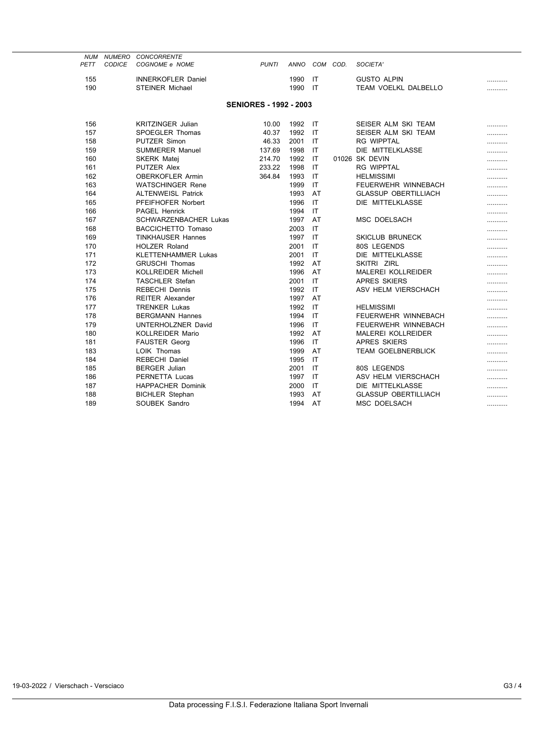| NUM PETT | NUMERO CODICE | CONCORRENTE COGNOME e NOME | PUNTI | ANNO | COM | COD. | SOCIETA' | |
|---|---|---|---|---|---|---|---|---|
| 155 | | INNERKOFLER Daniel | | 1990 | IT | | GUSTO ALPIN | ........... |
| 190 | | STEINER Michael | | 1990 | IT | | TEAM VOELKL DALBELLO | ........... |

**SENIORES - 1992 - 2003**

| NUM PETT | NUMERO CODICE | CONCORRENTE COGNOME e NOME | PUNTI | ANNO | COM | COD. | SOCIETA' | |
|---|---|---|---|---|---|---|---|---|
| 156 | | KRITZINGER Julian | 10.00 | 1992 | IT | | SEISER ALM SKI TEAM | ........... |
| 157 | | SPOEGLER Thomas | 40.37 | 1992 | IT | | SEISER ALM SKI TEAM | ........... |
| 158 | | PUTZER Simon | 46.33 | 2001 | IT | | RG WIPPTAL | ........... |
| 159 | | SUMMERER Manuel | 137.69 | 1998 | IT | | DIE MITTELKLASSE | ........... |
| 160 | | SKERK Matej | 214.70 | 1992 | IT | 01026 | SK DEVIN | ........... |
| 161 | | PUTZER Alex | 233.22 | 1998 | IT | | RG WIPPTAL | ........... |
| 162 | | OBERKOFLER Armin | 364.84 | 1993 | IT | | HELMISSIMI | ........... |
| 163 | | WATSCHINGER Rene | | 1999 | IT | | FEUERWEHR WINNEBACH | ........... |
| 164 | | ALTENWEISL Patrick | | 1993 | AT | | GLASSUP OBERTILLIACH | ........... |
| 165 | | PFEIFHOFER Norbert | | 1996 | IT | | DIE MITTELKLASSE | ........... |
| 166 | | PAGEL Henrick | | 1994 | IT | | | ........... |
| 167 | | SCHWARZENBACHER Lukas | | 1997 | AT | | MSC DOELSACH | ........... |
| 168 | | BACCICHETTO Tomaso | | 2003 | IT | | | ........... |
| 169 | | TINKHAUSER Hannes | | 1997 | IT | | SKICLUB BRUNECK | ........... |
| 170 | | HOLZER Roland | | 2001 | IT | | 80S LEGENDS | ........... |
| 171 | | KLETTENHAMMER Lukas | | 2001 | IT | | DIE MITTELKLASSE | ........... |
| 172 | | GRUSCHI Thomas | | 1992 | AT | | SKITRI ZIRL | ........... |
| 173 | | KOLLREIDER Michell | | 1996 | AT | | MALEREI KOLLREIDER | ........... |
| 174 | | TASCHLER Stefan | | 2001 | IT | | APRES SKIERS | ........... |
| 175 | | REBECHI Dennis | | 1992 | IT | | ASV HELM VIERSCHACH | ........... |
| 176 | | REITER Alexander | | 1997 | AT | | | ........... |
| 177 | | TRENKER Lukas | | 1992 | IT | | HELMISSIMI | ........... |
| 178 | | BERGMANN Hannes | | 1994 | IT | | FEUERWEHR WINNEBACH | ........... |
| 179 | | UNTERHOLZNER David | | 1996 | IT | | FEUERWEHR WINNEBACH | ........... |
| 180 | | KOLLREIDER Mario | | 1992 | AT | | MALEREI KOLLREIDER | ........... |
| 181 | | FAUSTER Georg | | 1996 | IT | | APRES SKIERS | ........... |
| 183 | | LOIK Thomas | | 1999 | AT | | TEAM GOELBNERBLICK | ........... |
| 184 | | REBECHI Daniel | | 1995 | IT | | | ........... |
| 185 | | BERGER Julian | | 2001 | IT | | 80S LEGENDS | ........... |
| 186 | | PERNETTA Lucas | | 1997 | IT | | ASV HELM VIERSCHACH | ........... |
| 187 | | HAPPACHER Dominik | | 2000 | IT | | DIE MITTELKLASSE | ........... |
| 188 | | BICHLER Stephan | | 1993 | AT | | GLASSUP OBERTILLIACH | ........... |
| 189 | | SOUBEK Sandro | | 1994 | AT | | MSC DOELSACH | ........... |

19-03-2022 / Vierschach - Versciaco

Data processing F.I.S.I. Federazione Italiana Sport Invernali